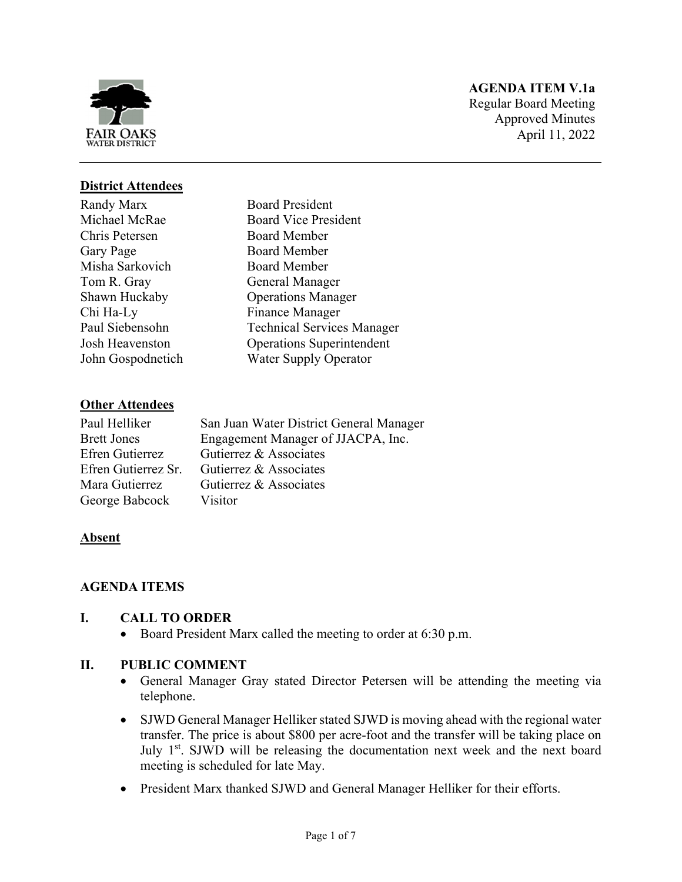**AGENDA ITEM V.1a**
Regular Board Meeting
Approved Minutes
April 11, 2022

---

**District Attendees**

| | |
|---|---|
| Randy Marx | Board President |
| Michael McRae | Board Vice President |
| Chris Petersen | Board Member |
| Gary Page | Board Member |
| Misha Sarkovich | Board Member |
| Tom R. Gray | General Manager |
| Shawn Huckaby | Operations Manager |
| Chi Ha-Ly | Finance Manager |
| Paul Siebensohn | Technical Services Manager |
| Josh Heavenston | Operations Superintendent |
| John Gospodnetich | Water Supply Operator |

**Other Attendees**

| | |
|---|---|
| Paul Helliker | San Juan Water District General Manager |
| Brett Jones | Engagement Manager of JJACPA, Inc. |
| Efren Gutierrez | Gutierrez & Associates |
| Efren Gutierrez Sr. | Gutierrez & Associates |
| Mara Gutierrez | Gutierrez & Associates |
| George Babcock | Visitor |

**Absent**

## AGENDA ITEMS

### I. CALL TO ORDER

- Board President Marx called the meeting to order at 6:30 p.m.

### II. PUBLIC COMMENT

- General Manager Gray stated Director Petersen will be attending the meeting via telephone.
- SJWD General Manager Helliker stated SJWD is moving ahead with the regional water transfer. The price is about $800 per acre-foot and the transfer will be taking place on July 1st. SJWD will be releasing the documentation next week and the next board meeting is scheduled for late May.
- President Marx thanked SJWD and General Manager Helliker for their efforts.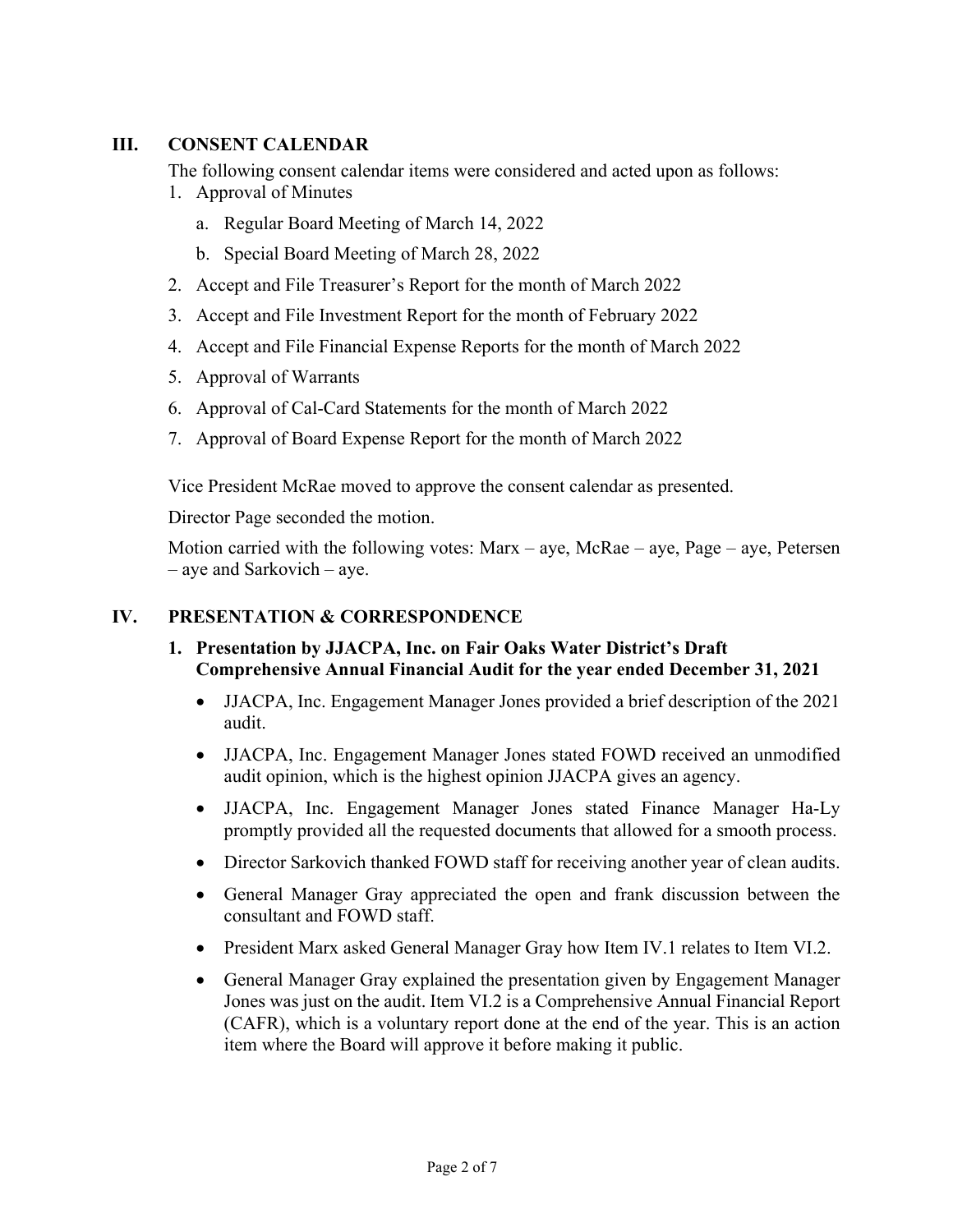## III. CONSENT CALENDAR

The following consent calendar items were considered and acted upon as follows:

1. Approval of Minutes
   a. Regular Board Meeting of March 14, 2022
   b. Special Board Meeting of March 28, 2022
2. Accept and File Treasurer's Report for the month of March 2022
3. Accept and File Investment Report for the month of February 2022
4. Accept and File Financial Expense Reports for the month of March 2022
5. Approval of Warrants
6. Approval of Cal-Card Statements for the month of March 2022
7. Approval of Board Expense Report for the month of March 2022

Vice President McRae moved to approve the consent calendar as presented.

Director Page seconded the motion.

Motion carried with the following votes: Marx – aye, McRae – aye, Page – aye, Petersen – aye and Sarkovich – aye.

## IV. PRESENTATION & CORRESPONDENCE

### 1. Presentation by JJACPA, Inc. on Fair Oaks Water District's Draft Comprehensive Annual Financial Audit for the year ended December 31, 2021

- JJACPA, Inc. Engagement Manager Jones provided a brief description of the 2021 audit.
- JJACPA, Inc. Engagement Manager Jones stated FOWD received an unmodified audit opinion, which is the highest opinion JJACPA gives an agency.
- JJACPA, Inc. Engagement Manager Jones stated Finance Manager Ha-Ly promptly provided all the requested documents that allowed for a smooth process.
- Director Sarkovich thanked FOWD staff for receiving another year of clean audits.
- General Manager Gray appreciated the open and frank discussion between the consultant and FOWD staff.
- President Marx asked General Manager Gray how Item IV.1 relates to Item VI.2.
- General Manager Gray explained the presentation given by Engagement Manager Jones was just on the audit. Item VI.2 is a Comprehensive Annual Financial Report (CAFR), which is a voluntary report done at the end of the year. This is an action item where the Board will approve it before making it public.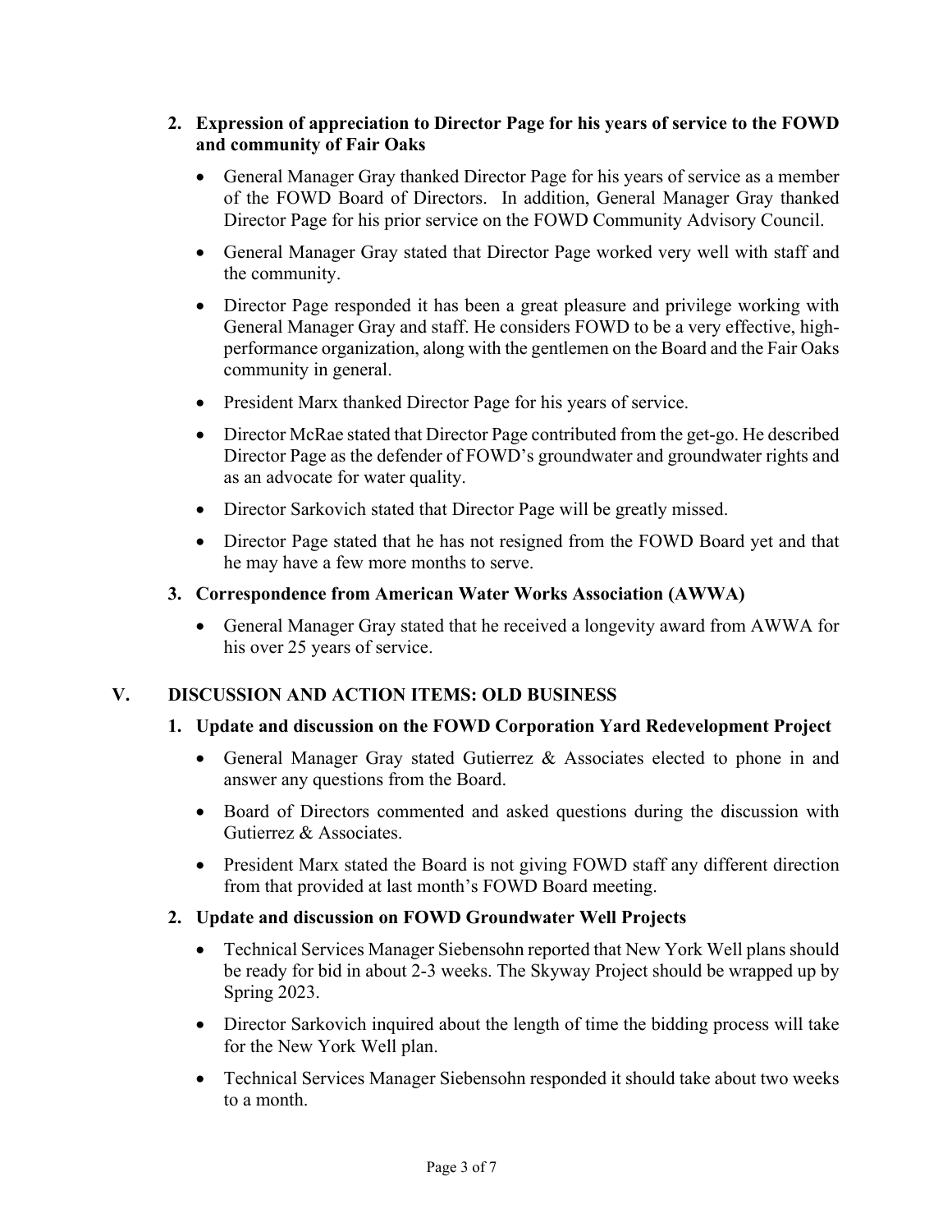**2. Expression of appreciation to Director Page for his years of service to the FOWD and community of Fair Oaks**

- General Manager Gray thanked Director Page for his years of service as a member of the FOWD Board of Directors. In addition, General Manager Gray thanked Director Page for his prior service on the FOWD Community Advisory Council.
- General Manager Gray stated that Director Page worked very well with staff and the community.
- Director Page responded it has been a great pleasure and privilege working with General Manager Gray and staff. He considers FOWD to be a very effective, high-performance organization, along with the gentlemen on the Board and the Fair Oaks community in general.
- President Marx thanked Director Page for his years of service.
- Director McRae stated that Director Page contributed from the get-go. He described Director Page as the defender of FOWD's groundwater and groundwater rights and as an advocate for water quality.
- Director Sarkovich stated that Director Page will be greatly missed.
- Director Page stated that he has not resigned from the FOWD Board yet and that he may have a few more months to serve.

**3. Correspondence from American Water Works Association (AWWA)**

- General Manager Gray stated that he received a longevity award from AWWA for his over 25 years of service.

## V. DISCUSSION AND ACTION ITEMS: OLD BUSINESS

**1. Update and discussion on the FOWD Corporation Yard Redevelopment Project**

- General Manager Gray stated Gutierrez & Associates elected to phone in and answer any questions from the Board.
- Board of Directors commented and asked questions during the discussion with Gutierrez & Associates.
- President Marx stated the Board is not giving FOWD staff any different direction from that provided at last month's FOWD Board meeting.

**2. Update and discussion on FOWD Groundwater Well Projects**

- Technical Services Manager Siebensohn reported that New York Well plans should be ready for bid in about 2-3 weeks. The Skyway Project should be wrapped up by Spring 2023.
- Director Sarkovich inquired about the length of time the bidding process will take for the New York Well plan.
- Technical Services Manager Siebensohn responded it should take about two weeks to a month.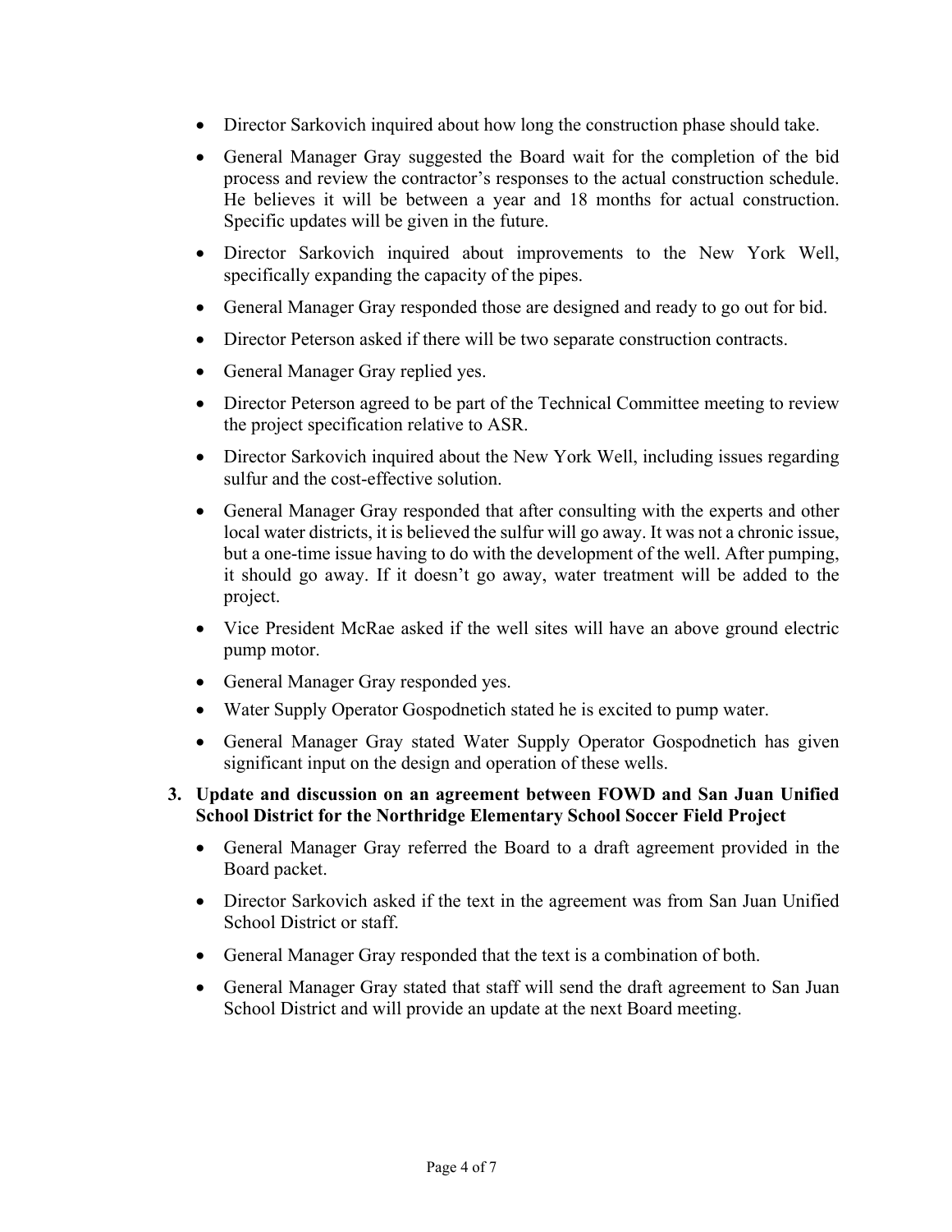- Director Sarkovich inquired about how long the construction phase should take.
- General Manager Gray suggested the Board wait for the completion of the bid process and review the contractor's responses to the actual construction schedule. He believes it will be between a year and 18 months for actual construction. Specific updates will be given in the future.
- Director Sarkovich inquired about improvements to the New York Well, specifically expanding the capacity of the pipes.
- General Manager Gray responded those are designed and ready to go out for bid.
- Director Peterson asked if there will be two separate construction contracts.
- General Manager Gray replied yes.
- Director Peterson agreed to be part of the Technical Committee meeting to review the project specification relative to ASR.
- Director Sarkovich inquired about the New York Well, including issues regarding sulfur and the cost-effective solution.
- General Manager Gray responded that after consulting with the experts and other local water districts, it is believed the sulfur will go away. It was not a chronic issue, but a one-time issue having to do with the development of the well. After pumping, it should go away. If it doesn't go away, water treatment will be added to the project.
- Vice President McRae asked if the well sites will have an above ground electric pump motor.
- General Manager Gray responded yes.
- Water Supply Operator Gospodnetich stated he is excited to pump water.
- General Manager Gray stated Water Supply Operator Gospodnetich has given significant input on the design and operation of these wells.

**3. Update and discussion on an agreement between FOWD and San Juan Unified School District for the Northridge Elementary School Soccer Field Project**

- General Manager Gray referred the Board to a draft agreement provided in the Board packet.
- Director Sarkovich asked if the text in the agreement was from San Juan Unified School District or staff.
- General Manager Gray responded that the text is a combination of both.
- General Manager Gray stated that staff will send the draft agreement to San Juan School District and will provide an update at the next Board meeting.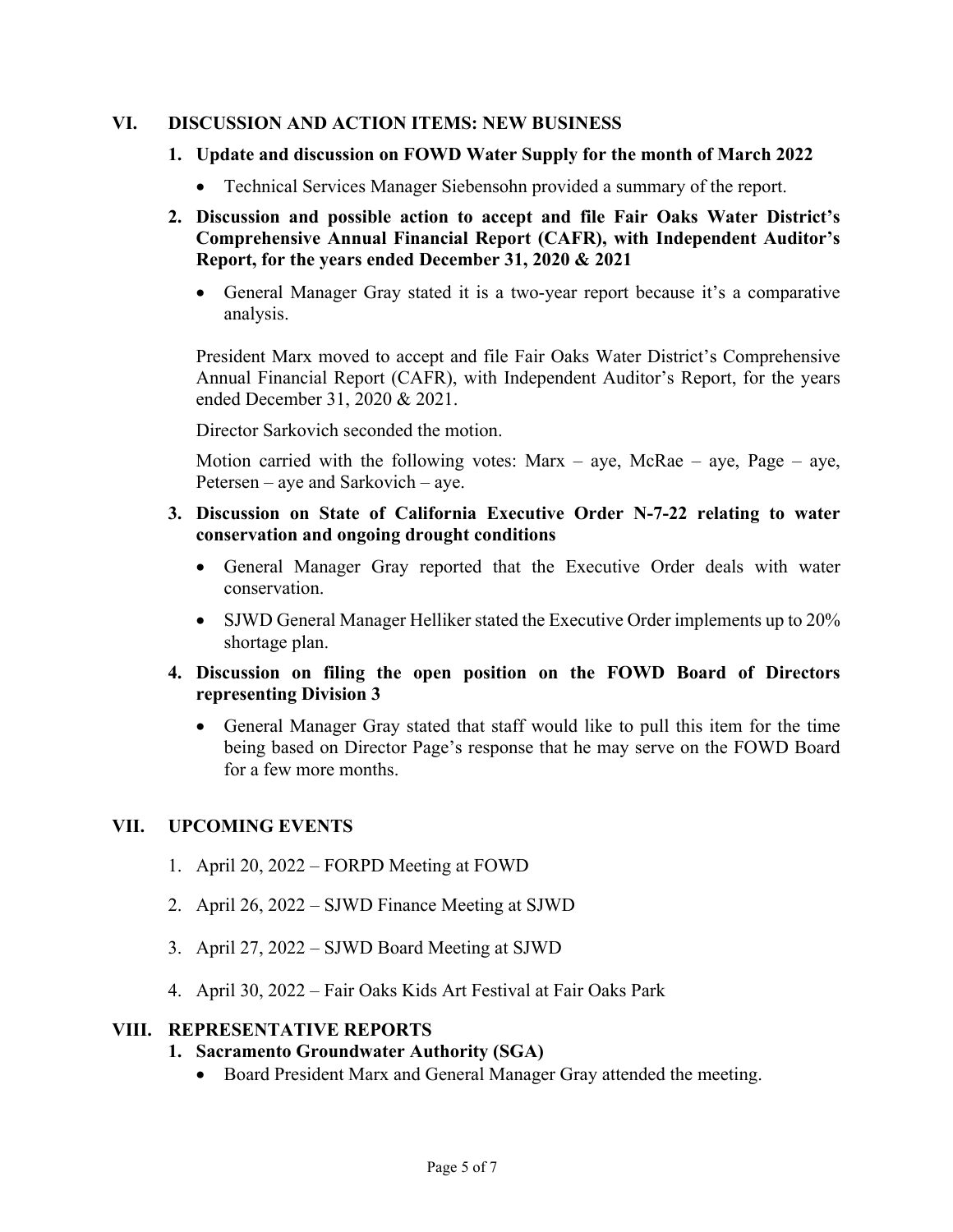## VI. DISCUSSION AND ACTION ITEMS: NEW BUSINESS

**1. Update and discussion on FOWD Water Supply for the month of March 2022**

- Technical Services Manager Siebensohn provided a summary of the report.

**2. Discussion and possible action to accept and file Fair Oaks Water District's Comprehensive Annual Financial Report (CAFR), with Independent Auditor's Report, for the years ended December 31, 2020 & 2021**

- General Manager Gray stated it is a two-year report because it's a comparative analysis.

President Marx moved to accept and file Fair Oaks Water District's Comprehensive Annual Financial Report (CAFR), with Independent Auditor's Report, for the years ended December 31, 2020 & 2021.

Director Sarkovich seconded the motion.

Motion carried with the following votes: Marx – aye, McRae – aye, Page – aye, Petersen – aye and Sarkovich – aye.

**3. Discussion on State of California Executive Order N-7-22 relating to water conservation and ongoing drought conditions**

- General Manager Gray reported that the Executive Order deals with water conservation.
- SJWD General Manager Helliker stated the Executive Order implements up to 20% shortage plan.

**4. Discussion on filing the open position on the FOWD Board of Directors representing Division 3**

- General Manager Gray stated that staff would like to pull this item for the time being based on Director Page's response that he may serve on the FOWD Board for a few more months.

## VII. UPCOMING EVENTS

1. April 20, 2022 – FORPD Meeting at FOWD
2. April 26, 2022 – SJWD Finance Meeting at SJWD
3. April 27, 2022 – SJWD Board Meeting at SJWD
4. April 30, 2022 – Fair Oaks Kids Art Festival at Fair Oaks Park

## VIII. REPRESENTATIVE REPORTS

**1. Sacramento Groundwater Authority (SGA)**

- Board President Marx and General Manager Gray attended the meeting.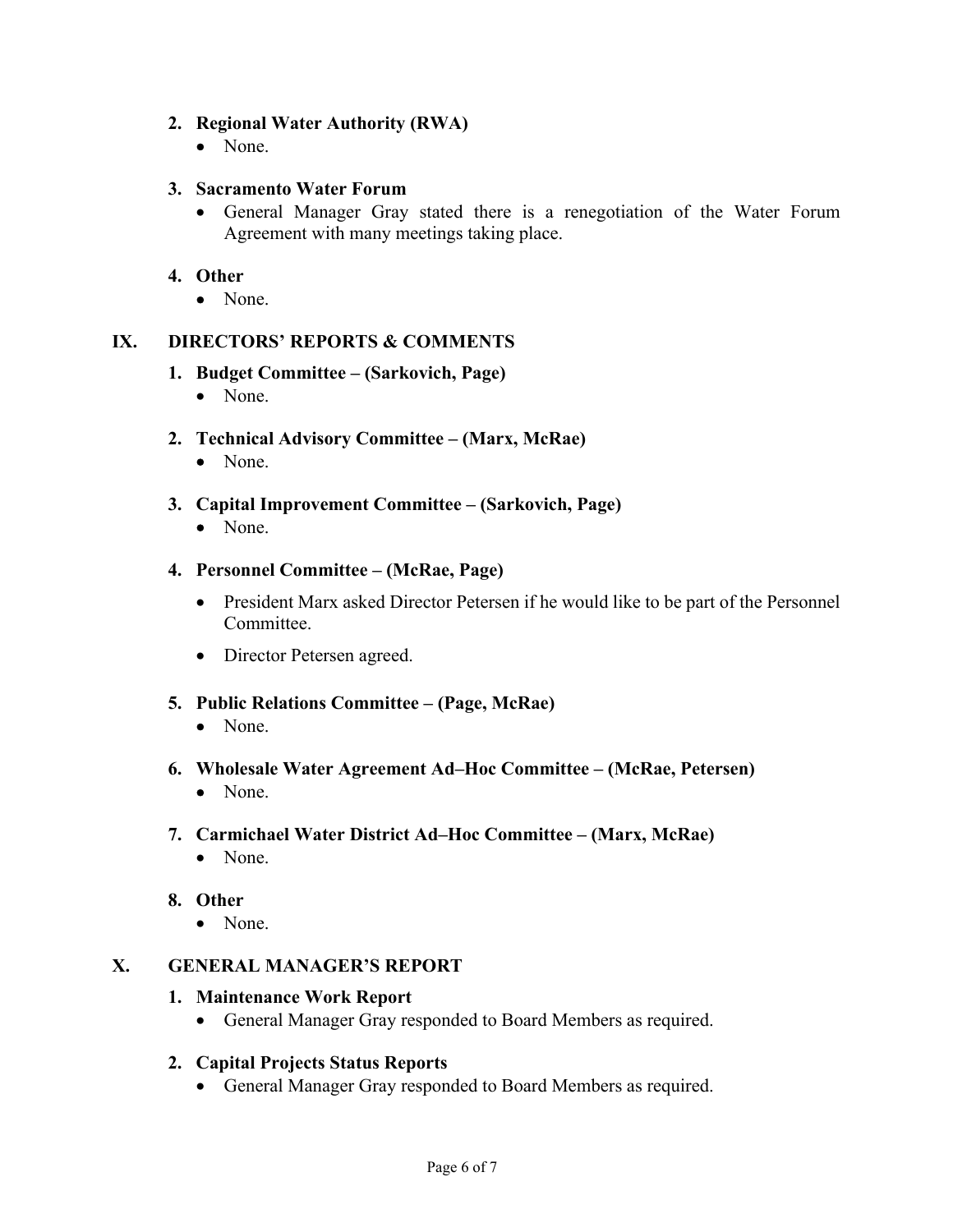2. **Regional Water Authority (RWA)**
   - None.

3. **Sacramento Water Forum**
   - General Manager Gray stated there is a renegotiation of the Water Forum Agreement with many meetings taking place.

4. **Other**
   - None.

## IX. DIRECTORS' REPORTS & COMMENTS

1. **Budget Committee – (Sarkovich, Page)**
   - None.

2. **Technical Advisory Committee – (Marx, McRae)**
   - None.

3. **Capital Improvement Committee – (Sarkovich, Page)**
   - None.

4. **Personnel Committee – (McRae, Page)**
   - President Marx asked Director Petersen if he would like to be part of the Personnel Committee.
   - Director Petersen agreed.

5. **Public Relations Committee – (Page, McRae)**
   - None.

6. **Wholesale Water Agreement Ad–Hoc Committee – (McRae, Petersen)**
   - None.

7. **Carmichael Water District Ad–Hoc Committee – (Marx, McRae)**
   - None.

8. **Other**
   - None.

## X. GENERAL MANAGER'S REPORT

1. **Maintenance Work Report**
   - General Manager Gray responded to Board Members as required.

2. **Capital Projects Status Reports**
   - General Manager Gray responded to Board Members as required.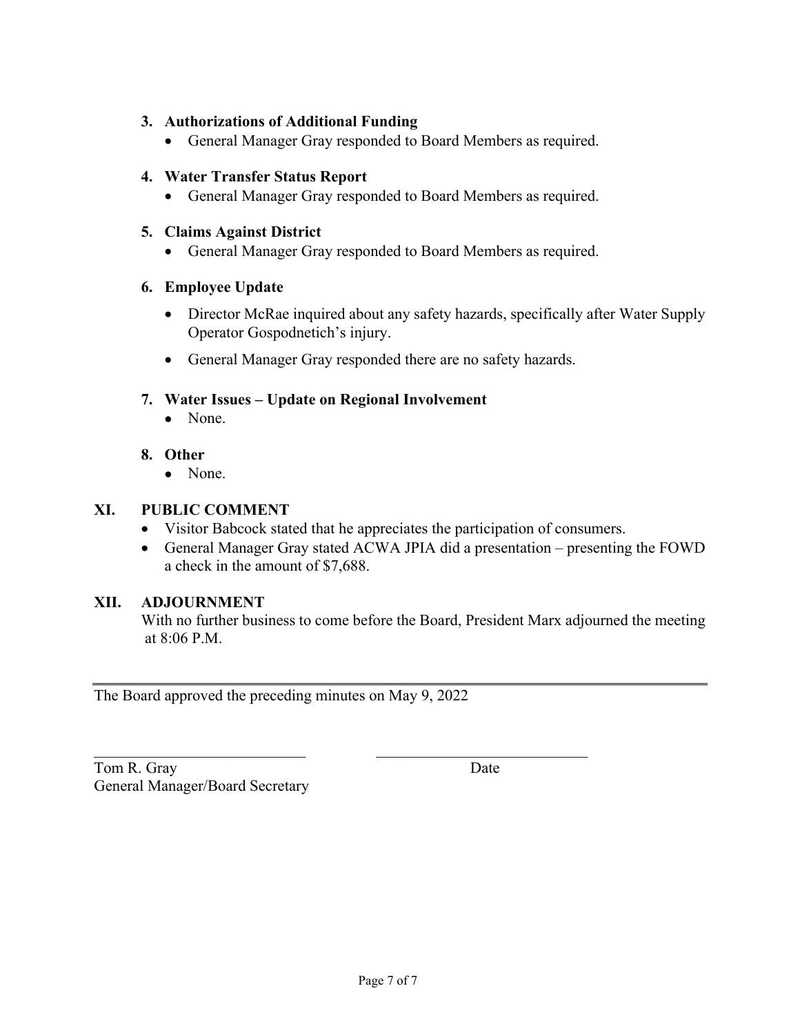3. **Authorizations of Additional Funding**
   - General Manager Gray responded to Board Members as required.

4. **Water Transfer Status Report**
   - General Manager Gray responded to Board Members as required.

5. **Claims Against District**
   - General Manager Gray responded to Board Members as required.

6. **Employee Update**
   - Director McRae inquired about any safety hazards, specifically after Water Supply Operator Gospodnetich's injury.
   - General Manager Gray responded there are no safety hazards.

7. **Water Issues – Update on Regional Involvement**
   - None.

8. **Other**
   - None.

## XI. PUBLIC COMMENT

- Visitor Babcock stated that he appreciates the participation of consumers.
- General Manager Gray stated ACWA JPIA did a presentation – presenting the FOWD a check in the amount of $7,688.

## XII. ADJOURNMENT

With no further business to come before the Board, President Marx adjourned the meeting at 8:06 P.M.

---

The Board approved the preceding minutes on May 9, 2022

\_\_\_\_\_\_\_\_\_\_\_\_\_\_\_\_\_\_\_\_\_\_\_\_\_\_\_\_ \_\_\_\_\_\_\_\_\_\_\_\_\_\_\_\_\_\_\_\_\_\_\_\_\_\_\_\_

Tom R. Gray Date
General Manager/Board Secretary